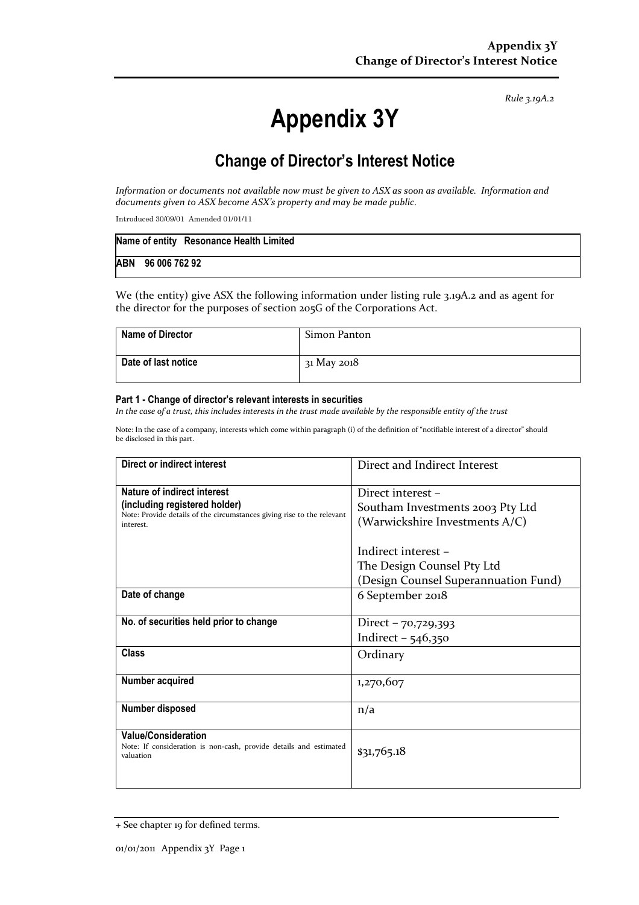*Rule 3.19A.2*

# Appendix 3Y

## Change of Director's Interest Notice

*Information or documents not available now must be given to ASX as soon as available. Information and documents given to ASX become ASX's property and may be made public.*

Introduced 30/09/01 Amended 01/01/11

| **Name of entity** **Resonance Health Limited** |
|---|
| **ABN 96 006 762 92** |

We (the entity) give ASX the following information under listing rule 3.19A.2 and as agent for the director for the purposes of section 205G of the Corporations Act.

| **Name of Director** | Simon Panton |
|---|---|
| **Date of last notice** | 31 May 2018 |

#### Part 1 - Change of director's relevant interests in securities

*In the case of a trust, this includes interests in the trust made available by the responsible entity of the trust*

Note: In the case of a company, interests which come within paragraph (i) of the definition of "notifiable interest of a director" should be disclosed in this part.

| **Direct or indirect interest** | Direct and Indirect Interest |
|---|---|
| **Nature of indirect interest (including registered holder)**<br>Note: Provide details of the circumstances giving rise to the relevant interest. | Direct interest –<br>Southam Investments 2003 Pty Ltd<br>(Warwickshire Investments A/C)<br><br>Indirect interest –<br>The Design Counsel Pty Ltd<br>(Design Counsel Superannuation Fund) |
| **Date of change** | 6 September 2018 |
| **No. of securities held prior to change** | Direct – 70,729,393<br>Indirect – 546,350 |
| **Class** | Ordinary |
| **Number acquired** | 1,270,607 |
| **Number disposed** | n/a |
| **Value/Consideration**<br>Note: If consideration is non-cash, provide details and estimated valuation | $31,765.18 |

+ See chapter 19 for defined terms.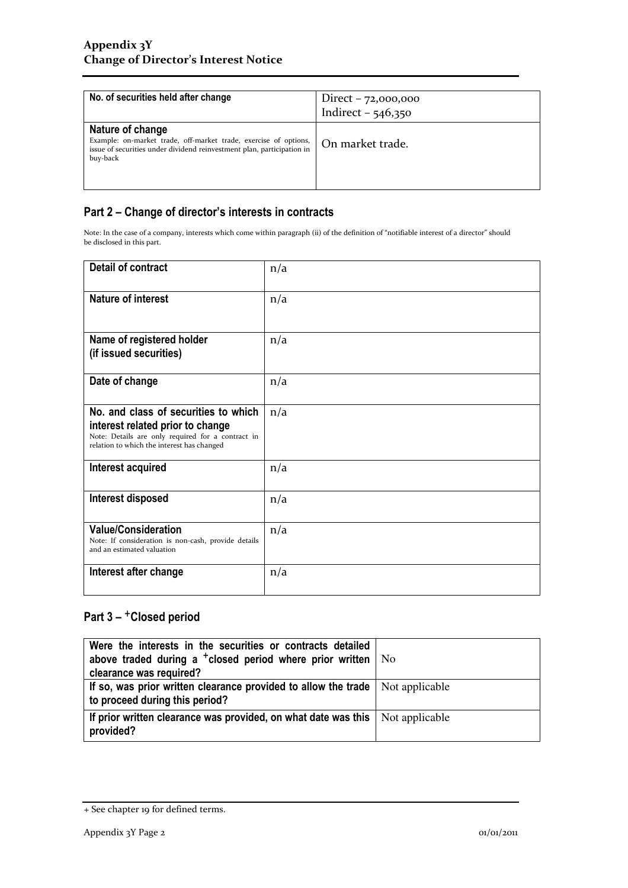| | |
|---|---|
| **No. of securities held after change** | Direct – 72,000,000<br>Indirect – 546,350 |
| **Nature of change**<br>Example: on-market trade, off-market trade, exercise of options, issue of securities under dividend reinvestment plan, participation in buy-back | On market trade. |

## Part 2 – Change of director's interests in contracts

Note: In the case of a company, interests which come within paragraph (ii) of the definition of "notifiable interest of a director" should be disclosed in this part.

| | |
|---|---|
| **Detail of contract** | n/a |
| **Nature of interest** | n/a |
| **Name of registered holder (if issued securities)** | n/a |
| **Date of change** | n/a |
| **No. and class of securities to which interest related prior to change**<br>Note: Details are only required for a contract in relation to which the interest has changed | n/a |
| **Interest acquired** | n/a |
| **Interest disposed** | n/a |
| **Value/Consideration**<br>Note: If consideration is non-cash, provide details and an estimated valuation | n/a |
| **Interest after change** | n/a |

## Part 3 – +Closed period

| | |
|---|---|
| **Were the interests in the securities or contracts detailed above traded during a +closed period where prior written clearance was required?** | No |
| **If so, was prior written clearance provided to allow the trade to proceed during this period?** | Not applicable |
| **If prior written clearance was provided, on what date was this provided?** | Not applicable |

+ See chapter 19 for defined terms.